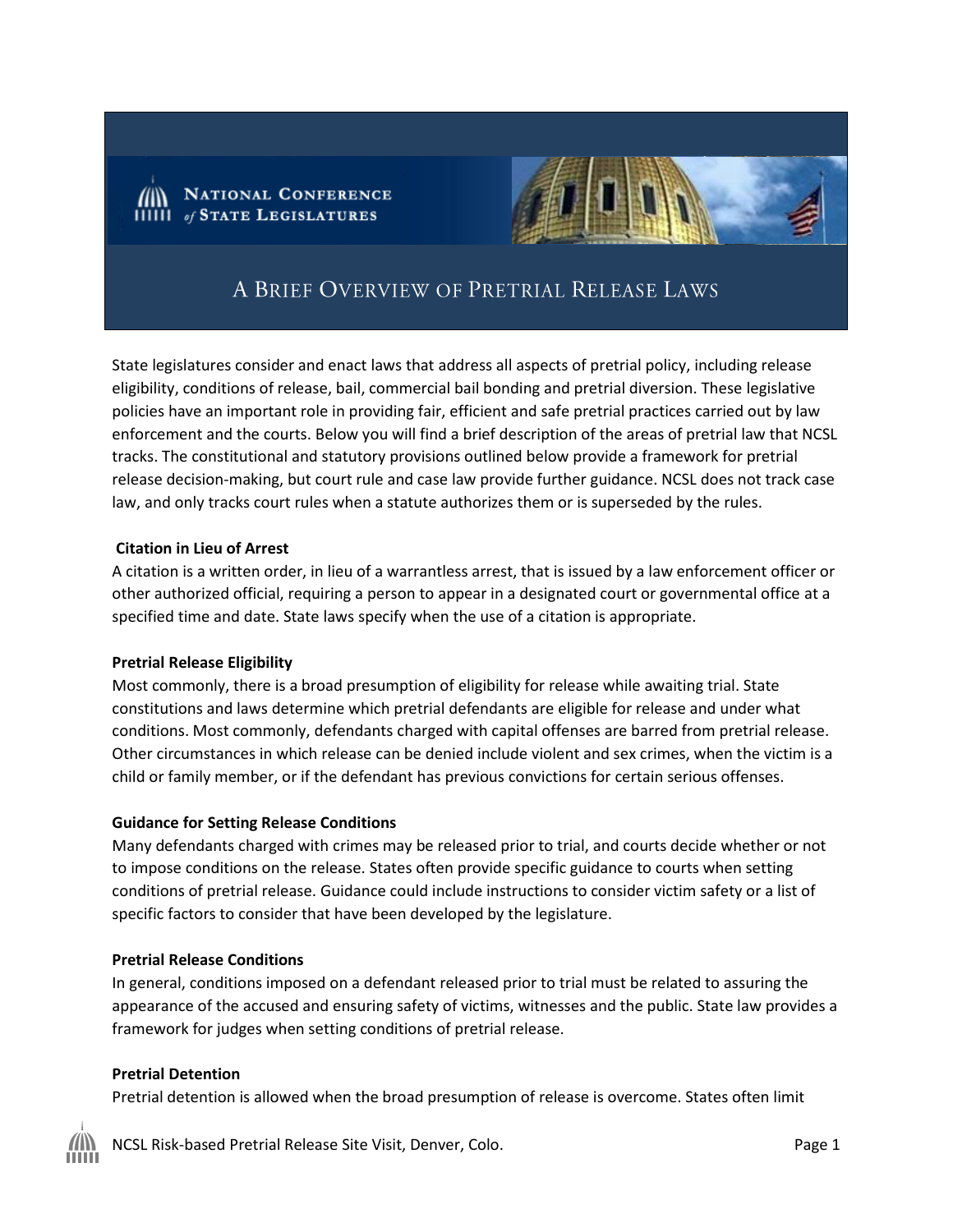National Conference of State Legislatures

# A Brief Overview of Pretrial Release Laws

State legislatures consider and enact laws that address all aspects of pretrial policy, including release eligibility, conditions of release, bail, commercial bail bonding and pretrial diversion. These legislative policies have an important role in providing fair, efficient and safe pretrial practices carried out by law enforcement and the courts. Below you will find a brief description of the areas of pretrial law that NCSL tracks. The constitutional and statutory provisions outlined below provide a framework for pretrial release decision-making, but court rule and case law provide further guidance. NCSL does not track case law, and only tracks court rules when a statute authorizes them or is superseded by the rules.

**Citation in Lieu of Arrest**

A citation is a written order, in lieu of a warrantless arrest, that is issued by a law enforcement officer or other authorized official, requiring a person to appear in a designated court or governmental office at a specified time and date. State laws specify when the use of a citation is appropriate.

**Pretrial Release Eligibility**

Most commonly, there is a broad presumption of eligibility for release while awaiting trial. State constitutions and laws determine which pretrial defendants are eligible for release and under what conditions. Most commonly, defendants charged with capital offenses are barred from pretrial release. Other circumstances in which release can be denied include violent and sex crimes, when the victim is a child or family member, or if the defendant has previous convictions for certain serious offenses.

**Guidance for Setting Release Conditions**

Many defendants charged with crimes may be released prior to trial, and courts decide whether or not to impose conditions on the release. States often provide specific guidance to courts when setting conditions of pretrial release. Guidance could include instructions to consider victim safety or a list of specific factors to consider that have been developed by the legislature.

**Pretrial Release Conditions**

In general, conditions imposed on a defendant released prior to trial must be related to assuring the appearance of the accused and ensuring safety of victims, witnesses and the public. State law provides a framework for judges when setting conditions of pretrial release.

**Pretrial Detention**

Pretrial detention is allowed when the broad presumption of release is overcome. States often limit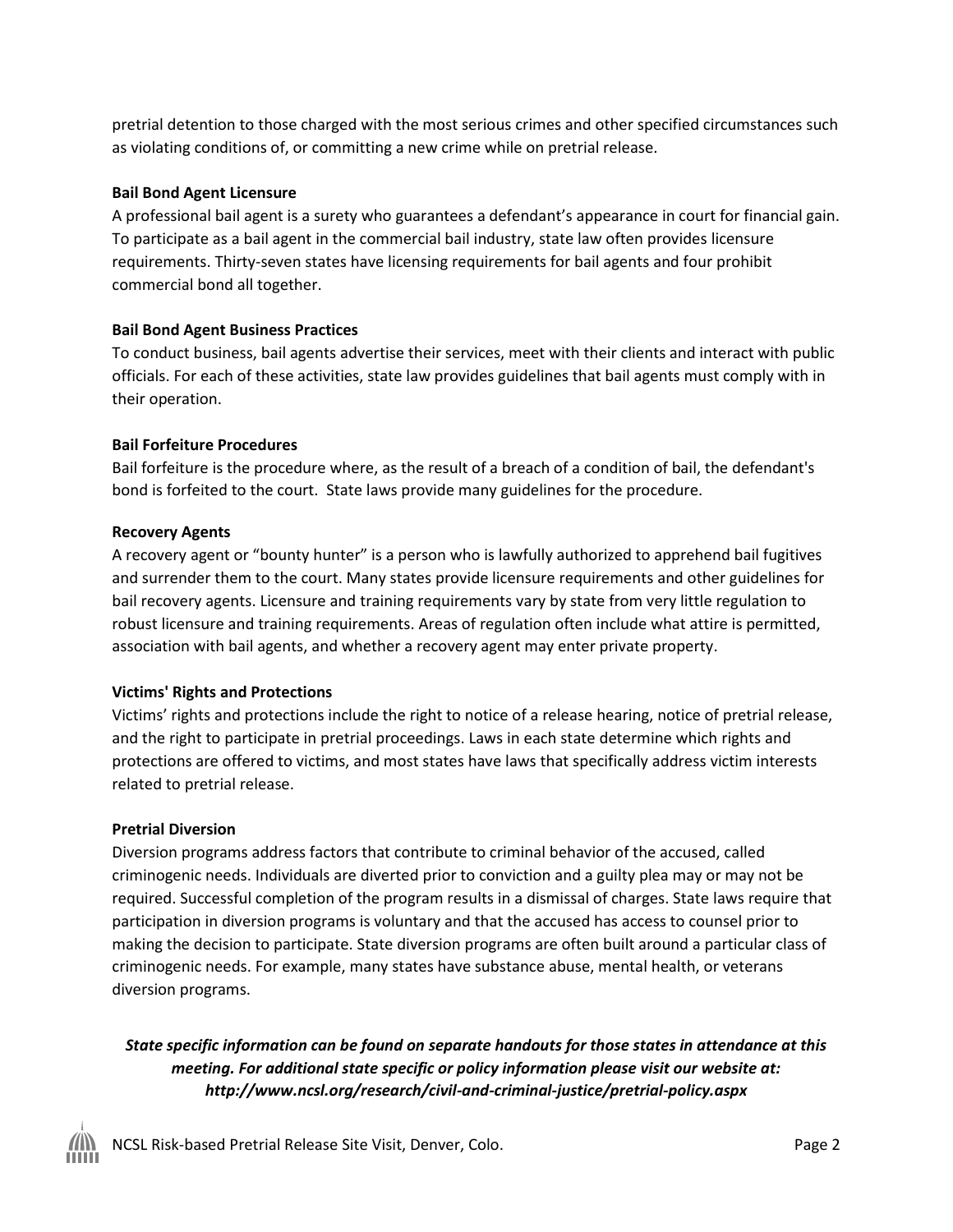pretrial detention to those charged with the most serious crimes and other specified circumstances such as violating conditions of, or committing a new crime while on pretrial release.

**Bail Bond Agent Licensure**

A professional bail agent is a surety who guarantees a defendant's appearance in court for financial gain. To participate as a bail agent in the commercial bail industry, state law often provides licensure requirements. Thirty-seven states have licensing requirements for bail agents and four prohibit commercial bond all together.

**Bail Bond Agent Business Practices**

To conduct business, bail agents advertise their services, meet with their clients and interact with public officials. For each of these activities, state law provides guidelines that bail agents must comply with in their operation.

**Bail Forfeiture Procedures**

Bail forfeiture is the procedure where, as the result of a breach of a condition of bail, the defendant's bond is forfeited to the court. State laws provide many guidelines for the procedure.

**Recovery Agents**

A recovery agent or "bounty hunter" is a person who is lawfully authorized to apprehend bail fugitives and surrender them to the court. Many states provide licensure requirements and other guidelines for bail recovery agents. Licensure and training requirements vary by state from very little regulation to robust licensure and training requirements. Areas of regulation often include what attire is permitted, association with bail agents, and whether a recovery agent may enter private property.

**Victims' Rights and Protections**

Victims' rights and protections include the right to notice of a release hearing, notice of pretrial release, and the right to participate in pretrial proceedings. Laws in each state determine which rights and protections are offered to victims, and most states have laws that specifically address victim interests related to pretrial release.

**Pretrial Diversion**

Diversion programs address factors that contribute to criminal behavior of the accused, called criminogenic needs. Individuals are diverted prior to conviction and a guilty plea may or may not be required. Successful completion of the program results in a dismissal of charges. State laws require that participation in diversion programs is voluntary and that the accused has access to counsel prior to making the decision to participate. State diversion programs are often built around a particular class of criminogenic needs. For example, many states have substance abuse, mental health, or veterans diversion programs.

***State specific information can be found on separate handouts for those states in attendance at this meeting. For additional state specific or policy information please visit our website at: http://www.ncsl.org/research/civil-and-criminal-justice/pretrial-policy.aspx***